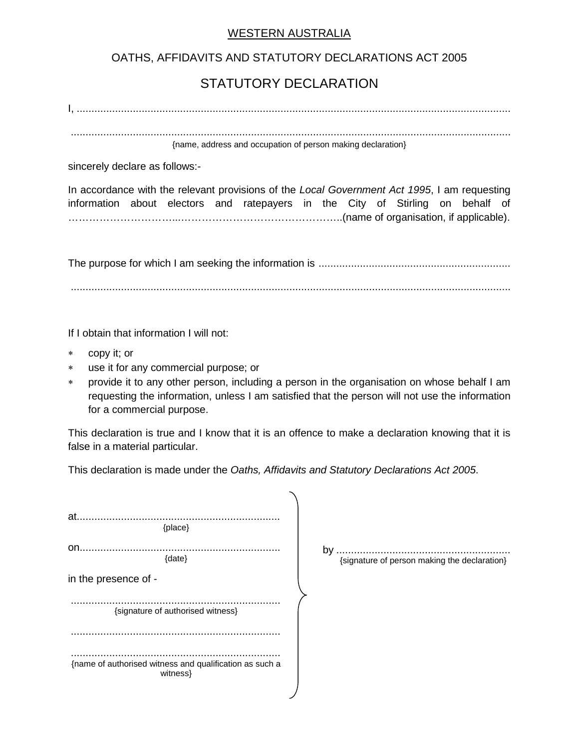<u>WESTERN AUSTRALIA</u>

OATHS, AFFIDAVITS AND STATUTORY DECLARATIONS ACT 2005

# STATUTORY DECLARATION

I, ..........................................................................................................................................................

..........................................................................................................................................................

{name, address and occupation of person making declaration}

sincerely declare as follows:-

In accordance with the relevant provisions of the *Local Government Act 1995*, I am requesting information about electors and ratepayers in the City of Stirling on behalf of ………………………...…………………………………………..(name of organisation, if applicable).

The purpose for which I am seeking the information is ................................................................

..........................................................................................................................................................

If I obtain that information I will not:

- copy it; or
- use it for any commercial purpose; or
- provide it to any other person, including a person in the organisation on whose behalf I am requesting the information, unless I am satisfied that the person will not use the information for a commercial purpose.

This declaration is true and I know that it is an offence to make a declaration knowing that it is false in a material particular.

This declaration is made under the *Oaths, Affidavits and Statutory Declarations Act 2005*.

at.....................................................................
{place}

on...................................................................
{date}

in the presence of -

......................................................................
{signature of authorised witness}

......................................................................

......................................................................
{name of authorised witness and qualification as such a witness}

by ..........................................................
{signature of person making the declaration}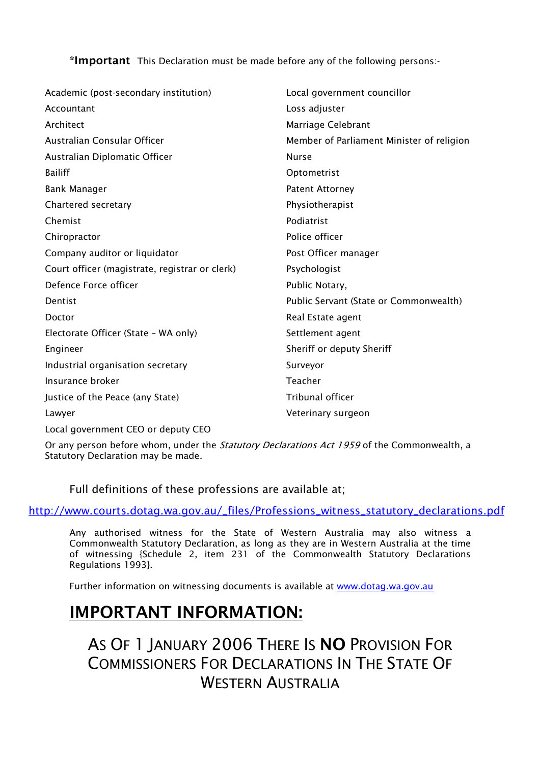***Important** This Declaration must be made before any of the following persons:-

- Academic (post-secondary institution)
- Accountant
- Architect
- Australian Consular Officer
- Australian Diplomatic Officer
- Bailiff
- Bank Manager
- Chartered secretary
- Chemist
- Chiropractor
- Company auditor or liquidator
- Court officer (magistrate, registrar or clerk)
- Defence Force officer
- Dentist
- Doctor
- Electorate Officer (State – WA only)
- Engineer
- Industrial organisation secretary
- Insurance broker
- Justice of the Peace (any State)
- Lawyer
- Local government CEO or deputy CEO
- Local government councillor
- Loss adjuster
- Marriage Celebrant
- Member of Parliament Minister of religion
- Nurse
- Optometrist
- Patent Attorney
- Physiotherapist
- Podiatrist
- Police officer
- Post Officer manager
- Psychologist
- Public Notary,
- Public Servant (State or Commonwealth)
- Real Estate agent
- Settlement agent
- Sheriff or deputy Sheriff
- Surveyor
- Teacher
- Tribunal officer
- Veterinary surgeon

Or any person before whom, under the *Statutory Declarations Act 1959* of the Commonwealth, a Statutory Declaration may be made.

Full definitions of these professions are available at;

http://www.courts.dotag.wa.gov.au/_files/Professions_witness_statutory_declarations.pdf

Any authorised witness for the State of Western Australia may also witness a Commonwealth Statutory Declaration, as long as they are in Western Australia at the time of witnessing {Schedule 2, item 231 of the Commonwealth Statutory Declarations Regulations 1993}.

Further information on witnessing documents is available at www.dotag.wa.gov.au

# IMPORTANT INFORMATION:

## AS OF 1 JANUARY 2006 THERE IS **NO** PROVISION FOR COMMISSIONERS FOR DECLARATIONS IN THE STATE OF WESTERN AUSTRALIA